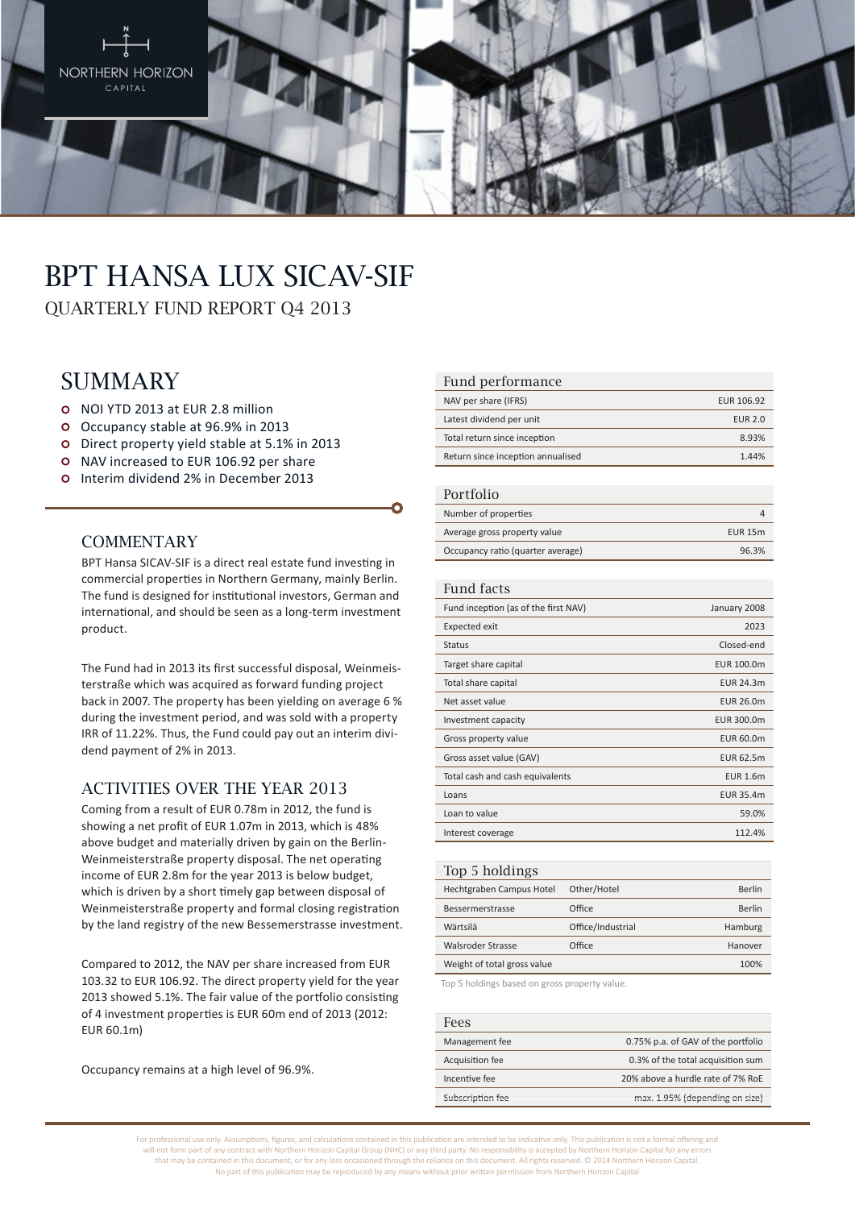NORTHERN HORIZON CAPITAL

# BPT HANSA LUX SICAV-SIF

QUARTERLY FUND REPORT Q4 2013

## SUMMARY

- NOI YTD 2013 at EUR 2.8 million
- Occupancy stable at 96.9% in 2013
- Direct property yield stable at 5.1% in 2013
- NAV increased to EUR 106.92 per share
- Interim dividend 2% in December 2013

### COMMENTARY

BPT Hansa SICAV-SIF is a direct real estate fund investing in commercial properties in Northern Germany, mainly Berlin. The fund is designed for institutional investors, German and international, and should be seen as a long-term investment product.

The Fund had in 2013 its first successful disposal, Weinmeisterstraße which was acquired as forward funding project back in 2007. The property has been yielding on average 6 % during the investment period, and was sold with a property IRR of 11.22%. Thus, the Fund could pay out an interim dividend payment of 2% in 2013.

### ACTIVITIES OVER THE YEAR 2013

Coming from a result of EUR 0.78m in 2012, the fund is showing a net profit of EUR 1.07m in 2013, which is 48% above budget and materially driven by gain on the Berlin-Weinmeisterstraße property disposal. The net operating income of EUR 2.8m for the year 2013 is below budget, which is driven by a short timely gap between disposal of Weinmeisterstraße property and formal closing registration by the land registry of the new Bessemerstrasse investment.

Compared to 2012, the NAV per share increased from EUR 103.32 to EUR 106.92. The direct property yield for the year 2013 showed 5.1%. The fair value of the portfolio consisting of 4 investment properties is EUR 60m end of 2013 (2012: EUR 60.1m)

Occupancy remains at a high level of 96.9%.

| Fund performance | |
|---|---|
| NAV per share (IFRS) | EUR 106.92 |
| Latest dividend per unit | EUR 2.0 |
| Total return since inception | 8.93% |
| Return since inception annualised | 1.44% |

| Portfolio | |
|---|---|
| Number of properties | 4 |
| Average gross property value | EUR 15m |
| Occupancy ratio (quarter average) | 96.3% |

| Fund facts | |
|---|---|
| Fund inception (as of the first NAV) | January 2008 |
| Expected exit | 2023 |
| Status | Closed-end |
| Target share capital | EUR 100.0m |
| Total share capital | EUR 24.3m |
| Net asset value | EUR 26.0m |
| Investment capacity | EUR 300.0m |
| Gross property value | EUR 60.0m |
| Gross asset value (GAV) | EUR 62.5m |
| Total cash and cash equivalents | EUR 1.6m |
| Loans | EUR 35.4m |
| Loan to value | 59.0% |
| Interest coverage | 112.4% |

| Top 5 holdings | | |
|---|---|---|
| Hechtgraben Campus Hotel | Other/Hotel | Berlin |
| Bessemerstrasse | Office | Berlin |
| Wärtsilä | Office/Industrial | Hamburg |
| Walsroder Strasse | Office | Hanover |
| Weight of total gross value | | 100% |

Top 5 holdings based on gross property value.

| Fees | |
|---|---|
| Management fee | 0.75% p.a. of GAV of the portfolio |
| Acquisition fee | 0.3% of the total acquisition sum |
| Incentive fee | 20% above a hurdle rate of 7% RoE |
| Subscription fee | max. 1.95% (depending on size) |

For professional use only. Assumptions, figures, and calculations contained in this publication are intended to be indicative only. This publication is not a formal offering and will not form part of any contract with Northern Horizon Capital Group (NHC) or any third party. No responsibility is accepted by Northern Horizon Capital for any errors that may be contained in this document, or for any loss occasioned through the reliance on this document. All rights reserved. © 2014 Northern Horizon Capital. No part of this publication may be reproduced by any means without prior written permission from Northern Horizon Capital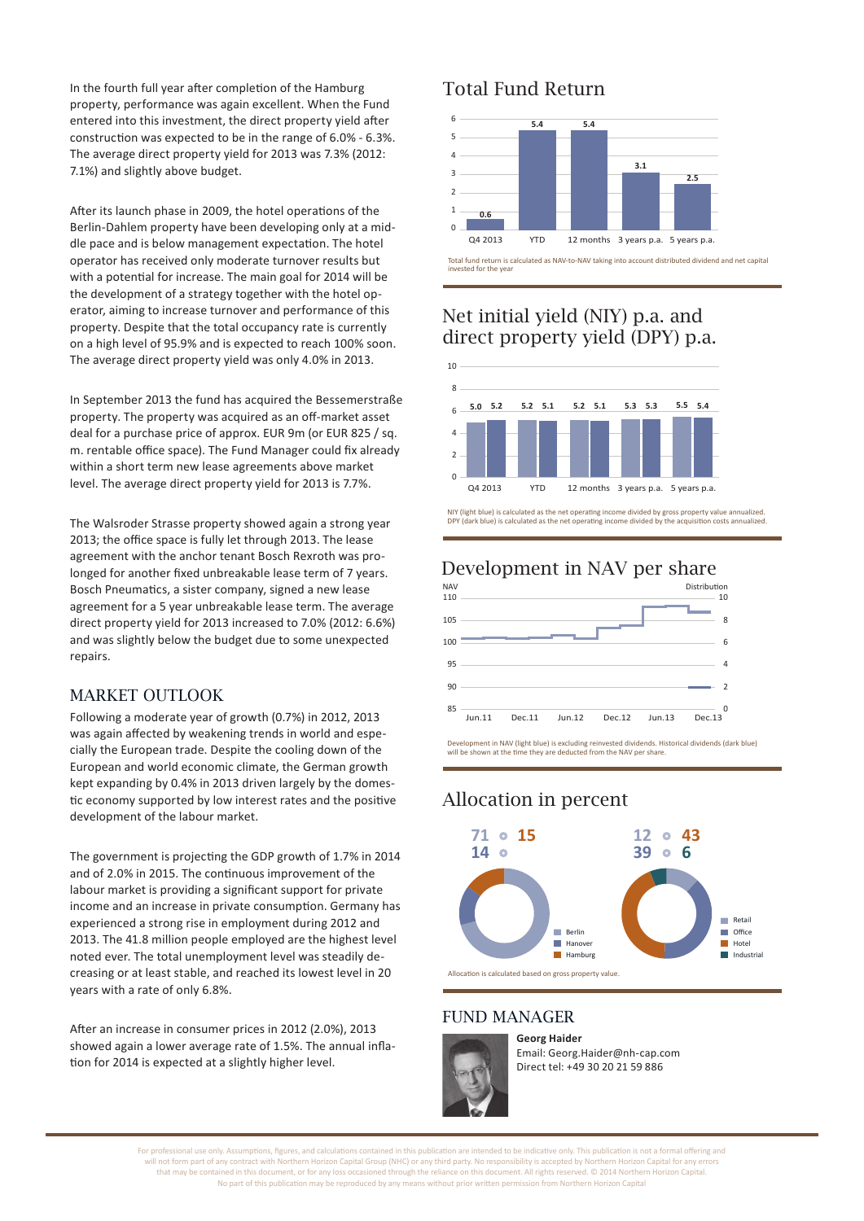In the fourth full year after completion of the Hamburg property, performance was again excellent. When the Fund entered into this investment, the direct property yield after construction was expected to be in the range of 6.0% - 6.3%. The average direct property yield for 2013 was 7.3% (2012: 7.1%) and slightly above budget.

After its launch phase in 2009, the hotel operations of the Berlin-Dahlem property have been developing only at a middle pace and is below management expectation. The hotel operator has received only moderate turnover results but with a potential for increase. The main goal for 2014 will be the development of a strategy together with the hotel operator, aiming to increase turnover and performance of this property. Despite that the total occupancy rate is currently on a high level of 95.9% and is expected to reach 100% soon. The average direct property yield was only 4.0% in 2013.

In September 2013 the fund has acquired the Bessemerstraße property. The property was acquired as an off-market asset deal for a purchase price of approx. EUR 9m (or EUR 825 / sq. m. rentable office space). The Fund Manager could fix already within a short term new lease agreements above market level. The average direct property yield for 2013 is 7.7%.

The Walsroder Strasse property showed again a strong year 2013; the office space is fully let through 2013. The lease agreement with the anchor tenant Bosch Rexroth was prolonged for another fixed unbreakable lease term of 7 years. Bosch Pneumatics, a sister company, signed a new lease agreement for a 5 year unbreakable lease term. The average direct property yield for 2013 increased to 7.0% (2012: 6.6%) and was slightly below the budget due to some unexpected repairs.

## MARKET OUTLOOK

Following a moderate year of growth (0.7%) in 2012, 2013 was again affected by weakening trends in world and especially the European trade. Despite the cooling down of the European and world economic climate, the German growth kept expanding by 0.4% in 2013 driven largely by the domestic economy supported by low interest rates and the positive development of the labour market.

The government is projecting the GDP growth of 1.7% in 2014 and of 2.0% in 2015. The continuous improvement of the labour market is providing a significant support for private income and an increase in private consumption. Germany has experienced a strong rise in employment during 2012 and 2013. The 41.8 million people employed are the highest level noted ever. The total unemployment level was steadily decreasing or at least stable, and reached its lowest level in 20 years with a rate of only 6.8%.

After an increase in consumer prices in 2012 (2.0%), 2013 showed again a lower average rate of 1.5%. The annual inflation for 2014 is expected at a slightly higher level.

## Total Fund Return

0.6
5.4
5.4
3.1
2.5

Q4 2013 | YTD | 12 months | 3 years p.a. | 5 years p.a.

Total fund return is calculated as NAV-to-NAV taking into account distributed dividend and net capital invested for the year

## Net initial yield (NIY) p.a. and direct property yield (DPY) p.a.

5.0 5.2
5.2 5.1
5.2 5.1
5.3 5.3
5.5 5.4

Q4 2013 | YTD | 12 months | 3 years p.a. | 5 years p.a.

NIY (light blue) is calculated as the net operating income divided by gross property value annualized.
DPY (dark blue) is calculated as the net operating income divided by the acquisition costs annualized.

## Development in NAV per share

NAV
Distribution

Jun.11 | Dec.11 | Jun.12 | Dec.12 | Jun.13 | Dec.13

Development in NAV (light blue) is excluding reinvested dividends. Historical dividends (dark blue) will be shown at the time they are deducted from the NAV per share.

## Allocation in percent

71 15
14

Berlin
Hanover
Hamburg

12 43
39 6

Retail
Office
Hotel
Industrial

Allocation is calculated based on gross property value.

## FUND MANAGER

**Georg Haider**
Email: Georg.Haider@nh-cap.com
Direct tel: +49 30 20 21 59 886

For professional use only. Assumptions, figures, and calculations contained in this publication are intended to be indicative only. This publication is not a formal offering and will not form part of any contract with Northern Horizon Capital Group (NHC) or any third party. No responsibility is accepted by Northern Horizon Capital for any errors that may be contained in this document, or for any loss occasioned through the reliance on this document. All rights reserved. © 2014 Northern Horizon Capital. No part of this publication may be reproduced by any means without prior written permission from Northern Horizon Capital